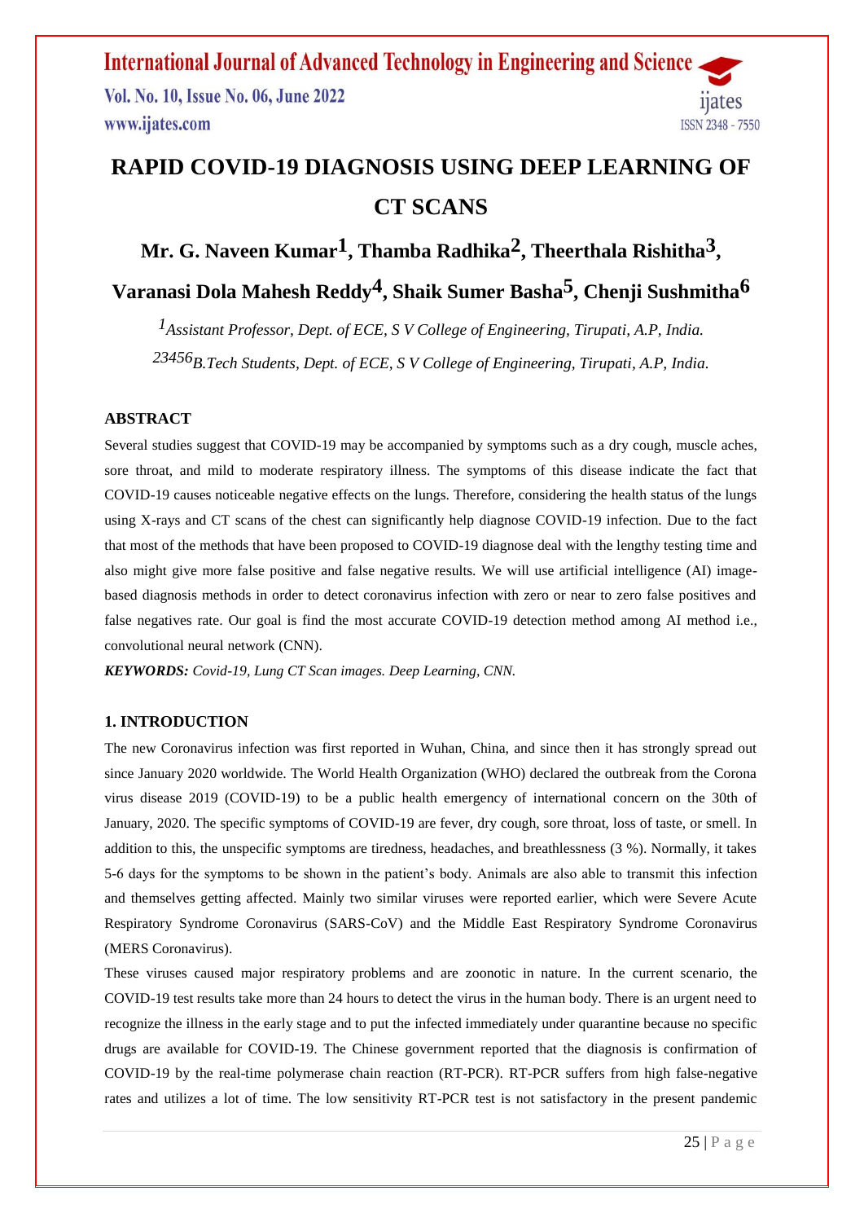# RAPID COVID-19 DIAGNOSIS USING DEEP LEARNING OF CT SCANS

## Mr. G. Naveen Kumar[1], Thamba Radhika[2], Theerthala Rishitha[3], Varanasi Dola Mahesh Reddy[4], Shaik Sumer Basha[5], Chenji Sushmitha[6]

*[1]Assistant Professor, Dept. of ECE, S V College of Engineering, Tirupati, A.P, India.*

*[23456]B.Tech Students, Dept. of ECE, S V College of Engineering, Tirupati, A.P, India.*

### ABSTRACT

Several studies suggest that COVID-19 may be accompanied by symptoms such as a dry cough, muscle aches, sore throat, and mild to moderate respiratory illness. The symptoms of this disease indicate the fact that COVID-19 causes noticeable negative effects on the lungs. Therefore, considering the health status of the lungs using X-rays and CT scans of the chest can significantly help diagnose COVID-19 infection. Due to the fact that most of the methods that have been proposed to COVID-19 diagnose deal with the lengthy testing time and also might give more false positive and false negative results. We will use artificial intelligence (AI) image-based diagnosis methods in order to detect coronavirus infection with zero or near to zero false positives and false negatives rate. Our goal is find the most accurate COVID-19 detection method among AI method i.e., convolutional neural network (CNN).

***KEYWORDS:*** *Covid-19, Lung CT Scan images. Deep Learning, CNN.*

### 1. INTRODUCTION

The new Coronavirus infection was first reported in Wuhan, China, and since then it has strongly spread out since January 2020 worldwide. The World Health Organization (WHO) declared the outbreak from the Corona virus disease 2019 (COVID-19) to be a public health emergency of international concern on the 30th of January, 2020. The specific symptoms of COVID-19 are fever, dry cough, sore throat, loss of taste, or smell. In addition to this, the unspecific symptoms are tiredness, headaches, and breathlessness (3 %). Normally, it takes 5-6 days for the symptoms to be shown in the patient's body. Animals are also able to transmit this infection and themselves getting affected. Mainly two similar viruses were reported earlier, which were Severe Acute Respiratory Syndrome Coronavirus (SARS-CoV) and the Middle East Respiratory Syndrome Coronavirus (MERS Coronavirus).

These viruses caused major respiratory problems and are zoonotic in nature. In the current scenario, the COVID-19 test results take more than 24 hours to detect the virus in the human body. There is an urgent need to recognize the illness in the early stage and to put the infected immediately under quarantine because no specific drugs are available for COVID-19. The Chinese government reported that the diagnosis is confirmation of COVID-19 by the real-time polymerase chain reaction (RT-PCR). RT-PCR suffers from high false-negative rates and utilizes a lot of time. The low sensitivity RT-PCR test is not satisfactory in the present pandemic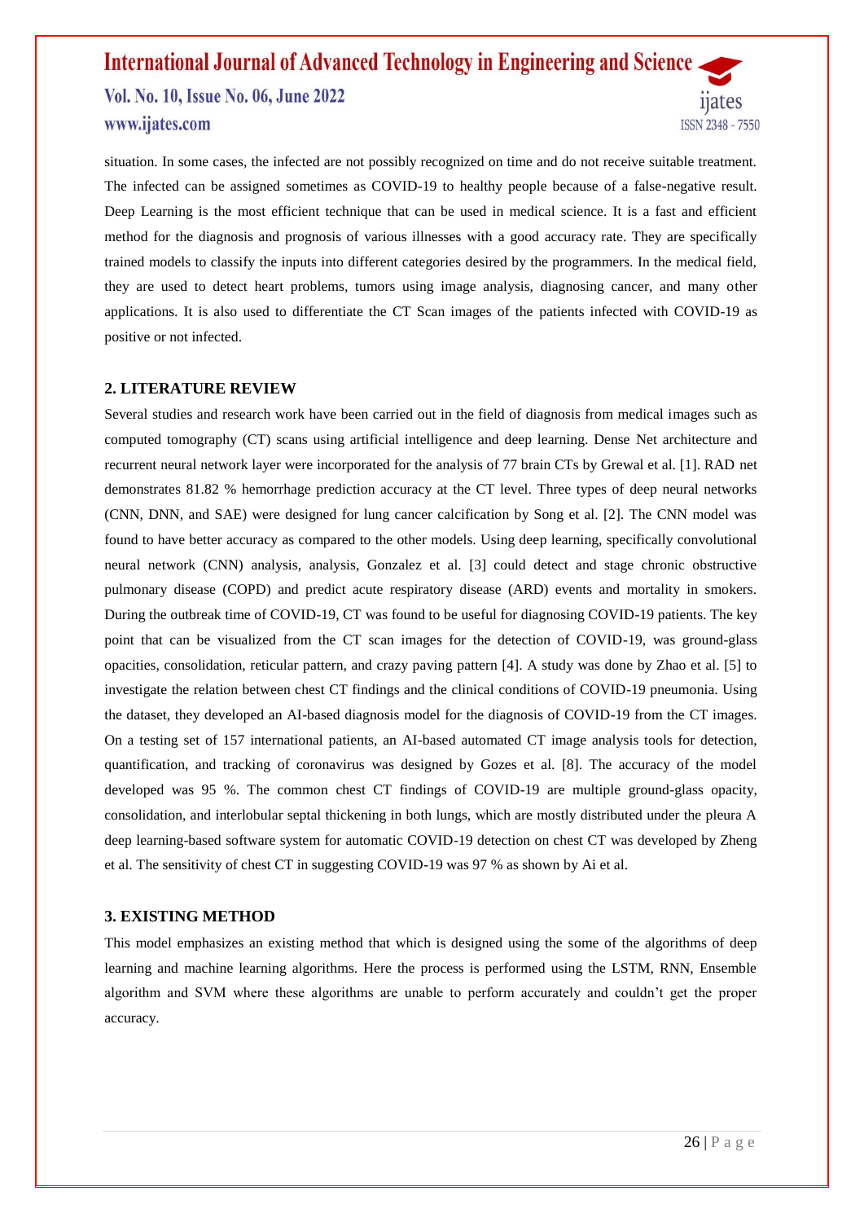situation. In some cases, the infected are not possibly recognized on time and do not receive suitable treatment. The infected can be assigned sometimes as COVID-19 to healthy people because of a false-negative result. Deep Learning is the most efficient technique that can be used in medical science. It is a fast and efficient method for the diagnosis and prognosis of various illnesses with a good accuracy rate. They are specifically trained models to classify the inputs into different categories desired by the programmers. In the medical field, they are used to detect heart problems, tumors using image analysis, diagnosing cancer, and many other applications. It is also used to differentiate the CT Scan images of the patients infected with COVID-19 as positive or not infected.

## 2. LITERATURE REVIEW

Several studies and research work have been carried out in the field of diagnosis from medical images such as computed tomography (CT) scans using artificial intelligence and deep learning. Dense Net architecture and recurrent neural network layer were incorporated for the analysis of 77 brain CTs by Grewal et al. [1]. RAD net demonstrates 81.82 % hemorrhage prediction accuracy at the CT level. Three types of deep neural networks (CNN, DNN, and SAE) were designed for lung cancer calcification by Song et al. [2]. The CNN model was found to have better accuracy as compared to the other models. Using deep learning, specifically convolutional neural network (CNN) analysis, analysis, Gonzalez et al. [3] could detect and stage chronic obstructive pulmonary disease (COPD) and predict acute respiratory disease (ARD) events and mortality in smokers. During the outbreak time of COVID-19, CT was found to be useful for diagnosing COVID-19 patients. The key point that can be visualized from the CT scan images for the detection of COVID-19, was ground-glass opacities, consolidation, reticular pattern, and crazy paving pattern [4]. A study was done by Zhao et al. [5] to investigate the relation between chest CT findings and the clinical conditions of COVID-19 pneumonia. Using the dataset, they developed an AI-based diagnosis model for the diagnosis of COVID-19 from the CT images. On a testing set of 157 international patients, an AI-based automated CT image analysis tools for detection, quantification, and tracking of coronavirus was designed by Gozes et al. [8]. The accuracy of the model developed was 95 %. The common chest CT findings of COVID-19 are multiple ground-glass opacity, consolidation, and interlobular septal thickening in both lungs, which are mostly distributed under the pleura A deep learning-based software system for automatic COVID-19 detection on chest CT was developed by Zheng et al. The sensitivity of chest CT in suggesting COVID-19 was 97 % as shown by Ai et al.

## 3. EXISTING METHOD

This model emphasizes an existing method that which is designed using the some of the algorithms of deep learning and machine learning algorithms. Here the process is performed using the LSTM, RNN, Ensemble algorithm and SVM where these algorithms are unable to perform accurately and couldn't get the proper accuracy.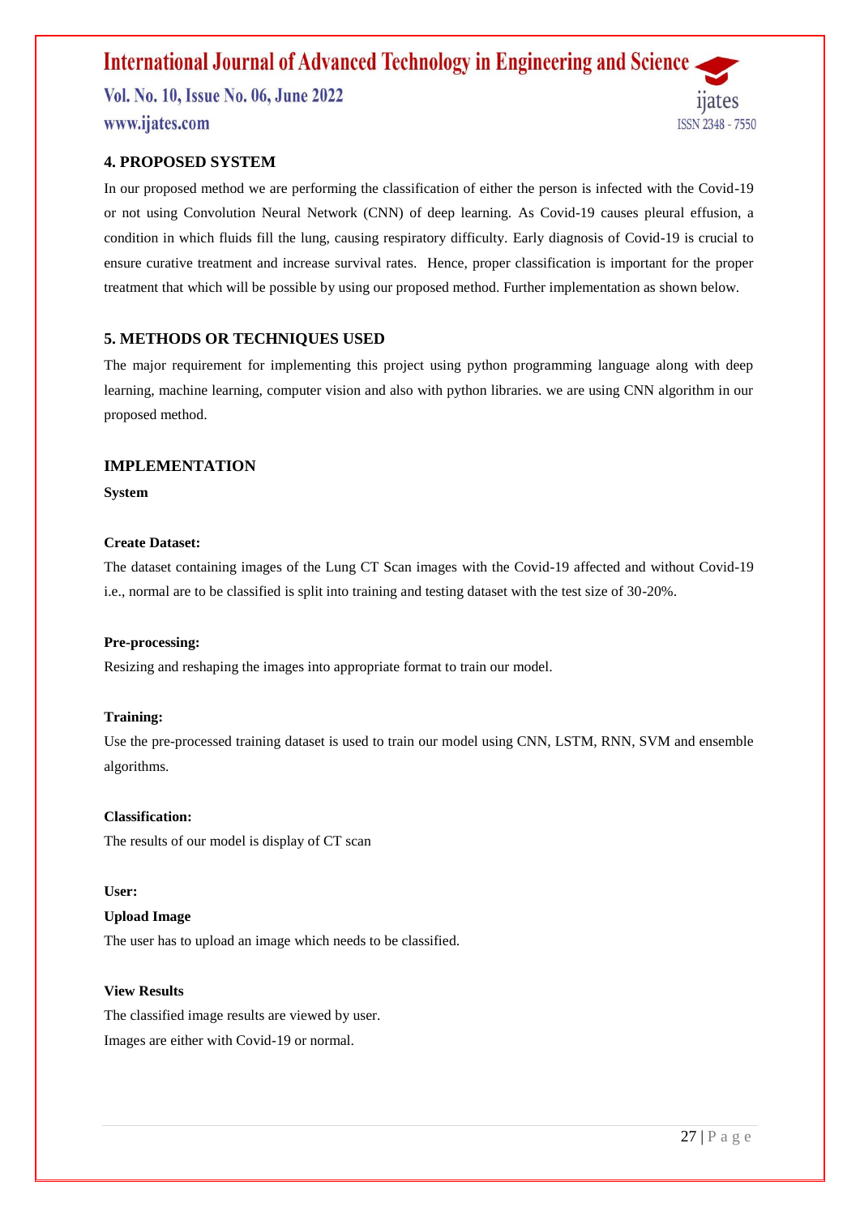## 4. PROPOSED SYSTEM

In our proposed method we are performing the classification of either the person is infected with the Covid-19 or not using Convolution Neural Network (CNN) of deep learning. As Covid-19 causes pleural effusion, a condition in which fluids fill the lung, causing respiratory difficulty. Early diagnosis of Covid-19 is crucial to ensure curative treatment and increase survival rates. Hence, proper classification is important for the proper treatment that which will be possible by using our proposed method. Further implementation as shown below.

## 5. METHODS OR TECHNIQUES USED

The major requirement for implementing this project using python programming language along with deep learning, machine learning, computer vision and also with python libraries. we are using CNN algorithm in our proposed method.

## IMPLEMENTATION

**System**

**Create Dataset:**

The dataset containing images of the Lung CT Scan images with the Covid-19 affected and without Covid-19 i.e., normal are to be classified is split into training and testing dataset with the test size of 30-20%.

**Pre-processing:**

Resizing and reshaping the images into appropriate format to train our model.

**Training:**

Use the pre-processed training dataset is used to train our model using CNN, LSTM, RNN, SVM and ensemble algorithms.

**Classification:**

The results of our model is display of CT scan

**User:**

**Upload Image**

The user has to upload an image which needs to be classified.

**View Results**

The classified image results are viewed by user.
Images are either with Covid-19 or normal.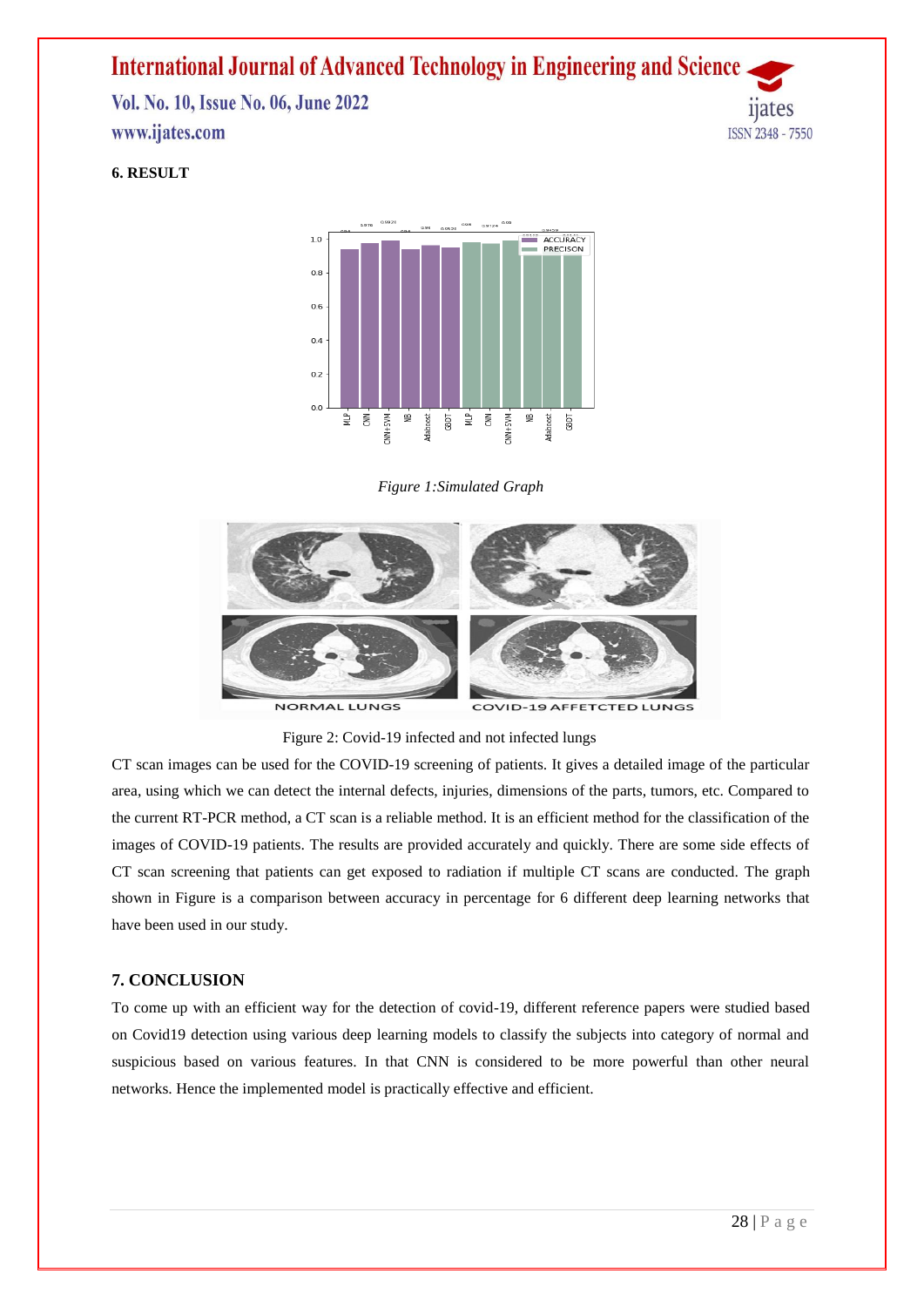## 6. RESULT

*Figure 1:Simulated Graph*

Figure 2: Covid-19 infected and not infected lungs

CT scan images can be used for the COVID-19 screening of patients. It gives a detailed image of the particular area, using which we can detect the internal defects, injuries, dimensions of the parts, tumors, etc. Compared to the current RT-PCR method, a CT scan is a reliable method. It is an efficient method for the classification of the images of COVID-19 patients. The results are provided accurately and quickly. There are some side effects of CT scan screening that patients can get exposed to radiation if multiple CT scans are conducted. The graph shown in Figure is a comparison between accuracy in percentage for 6 different deep learning networks that have been used in our study.

## 7. CONCLUSION

To come up with an efficient way for the detection of covid-19, different reference papers were studied based on Covid19 detection using various deep learning models to classify the subjects into category of normal and suspicious based on various features. In that CNN is considered to be more powerful than other neural networks. Hence the implemented model is practically effective and efficient.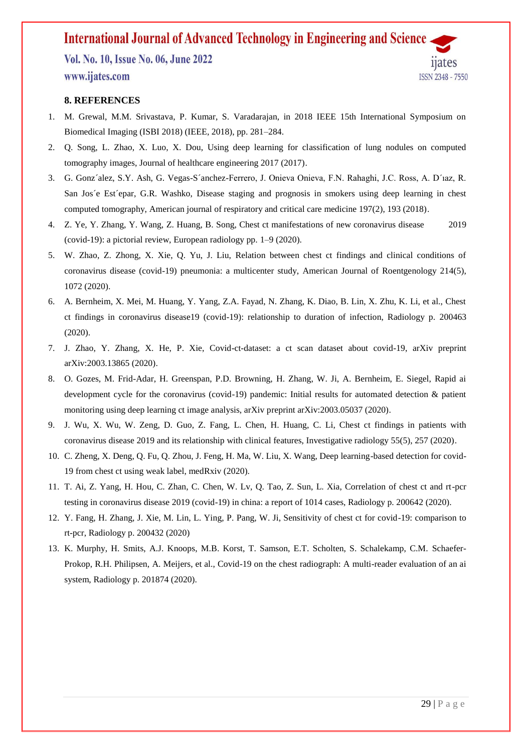### 8. REFERENCES

1. M. Grewal, M.M. Srivastava, P. Kumar, S. Varadarajan, in 2018 IEEE 15th International Symposium on Biomedical Imaging (ISBI 2018) (IEEE, 2018), pp. 281–284.
2. Q. Song, L. Zhao, X. Luo, X. Dou, Using deep learning for classification of lung nodules on computed tomography images, Journal of healthcare engineering 2017 (2017).
3. G. Gonz´alez, S.Y. Ash, G. Vegas-S´anchez-Ferrero, J. Onieva Onieva, F.N. Rahaghi, J.C. Ross, A. D´ıaz, R. San Jos´e Est´epar, G.R. Washko, Disease staging and prognosis in smokers using deep learning in chest computed tomography, American journal of respiratory and critical care medicine 197(2), 193 (2018).
4. Z. Ye, Y. Zhang, Y. Wang, Z. Huang, B. Song, Chest ct manifestations of new coronavirus disease 2019 (covid-19): a pictorial review, European radiology pp. 1–9 (2020).
5. W. Zhao, Z. Zhong, X. Xie, Q. Yu, J. Liu, Relation between chest ct findings and clinical conditions of coronavirus disease (covid-19) pneumonia: a multicenter study, American Journal of Roentgenology 214(5), 1072 (2020).
6. A. Bernheim, X. Mei, M. Huang, Y. Yang, Z.A. Fayad, N. Zhang, K. Diao, B. Lin, X. Zhu, K. Li, et al., Chest ct findings in coronavirus disease19 (covid-19): relationship to duration of infection, Radiology p. 200463 (2020).
7. J. Zhao, Y. Zhang, X. He, P. Xie, Covid-ct-dataset: a ct scan dataset about covid-19, arXiv preprint arXiv:2003.13865 (2020).
8. O. Gozes, M. Frid-Adar, H. Greenspan, P.D. Browning, H. Zhang, W. Ji, A. Bernheim, E. Siegel, Rapid ai development cycle for the coronavirus (covid-19) pandemic: Initial results for automated detection & patient monitoring using deep learning ct image analysis, arXiv preprint arXiv:2003.05037 (2020).
9. J. Wu, X. Wu, W. Zeng, D. Guo, Z. Fang, L. Chen, H. Huang, C. Li, Chest ct findings in patients with coronavirus disease 2019 and its relationship with clinical features, Investigative radiology 55(5), 257 (2020).
10. C. Zheng, X. Deng, Q. Fu, Q. Zhou, J. Feng, H. Ma, W. Liu, X. Wang, Deep learning-based detection for covid-19 from chest ct using weak label, medRxiv (2020).
11. T. Ai, Z. Yang, H. Hou, C. Zhan, C. Chen, W. Lv, Q. Tao, Z. Sun, L. Xia, Correlation of chest ct and rt-pcr testing in coronavirus disease 2019 (covid-19) in china: a report of 1014 cases, Radiology p. 200642 (2020).
12. Y. Fang, H. Zhang, J. Xie, M. Lin, L. Ying, P. Pang, W. Ji, Sensitivity of chest ct for covid-19: comparison to rt-pcr, Radiology p. 200432 (2020)
13. K. Murphy, H. Smits, A.J. Knoops, M.B. Korst, T. Samson, E.T. Scholten, S. Schalekamp, C.M. Schaefer-Prokop, R.H. Philipsen, A. Meijers, et al., Covid-19 on the chest radiograph: A multi-reader evaluation of an ai system, Radiology p. 201874 (2020).